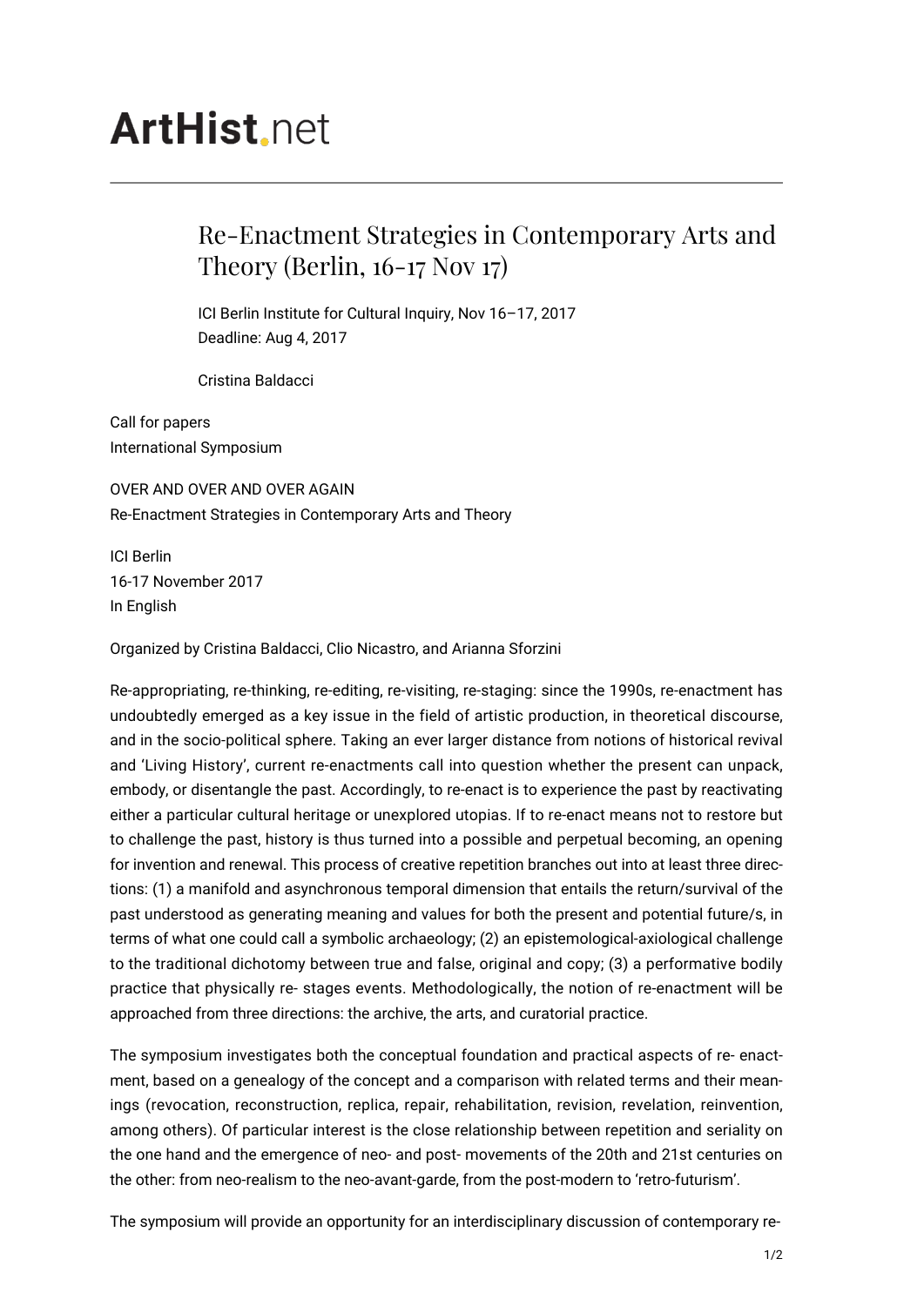# ArtHist.net

## Re-Enactment Strategies in Contemporary Arts and Theory (Berlin, 16-17 Nov 17)

ICI Berlin Institute for Cultural Inquiry, Nov 16–17, 2017
Deadline: Aug 4, 2017

Cristina Baldacci

Call for papers
International Symposium

OVER AND OVER AND OVER AGAIN
Re-Enactment Strategies in Contemporary Arts and Theory

ICI Berlin
16-17 November 2017
In English

Organized by Cristina Baldacci, Clio Nicastro, and Arianna Sforzini

Re-appropriating, re-thinking, re-editing, re-visiting, re-staging: since the 1990s, re-enactment has undoubtedly emerged as a key issue in the field of artistic production, in theoretical discourse, and in the socio-political sphere. Taking an ever larger distance from notions of historical revival and 'Living History', current re-enactments call into question whether the present can unpack, embody, or disentangle the past. Accordingly, to re-enact is to experience the past by reactivating either a particular cultural heritage or unexplored utopias. If to re-enact means not to restore but to challenge the past, history is thus turned into a possible and perpetual becoming, an opening for invention and renewal. This process of creative repetition branches out into at least three directions: (1) a manifold and asynchronous temporal dimension that entails the return/survival of the past understood as generating meaning and values for both the present and potential future/s, in terms of what one could call a symbolic archaeology; (2) an epistemological-axiological challenge to the traditional dichotomy between true and false, original and copy; (3) a performative bodily practice that physically re- stages events. Methodologically, the notion of re-enactment will be approached from three directions: the archive, the arts, and curatorial practice.

The symposium investigates both the conceptual foundation and practical aspects of re- enactment, based on a genealogy of the concept and a comparison with related terms and their meanings (revocation, reconstruction, replica, repair, rehabilitation, revision, revelation, reinvention, among others). Of particular interest is the close relationship between repetition and seriality on the one hand and the emergence of neo- and post- movements of the 20th and 21st centuries on the other: from neo-realism to the neo-avant-garde, from the post-modern to 'retro-futurism'.

The symposium will provide an opportunity for an interdisciplinary discussion of contemporary re-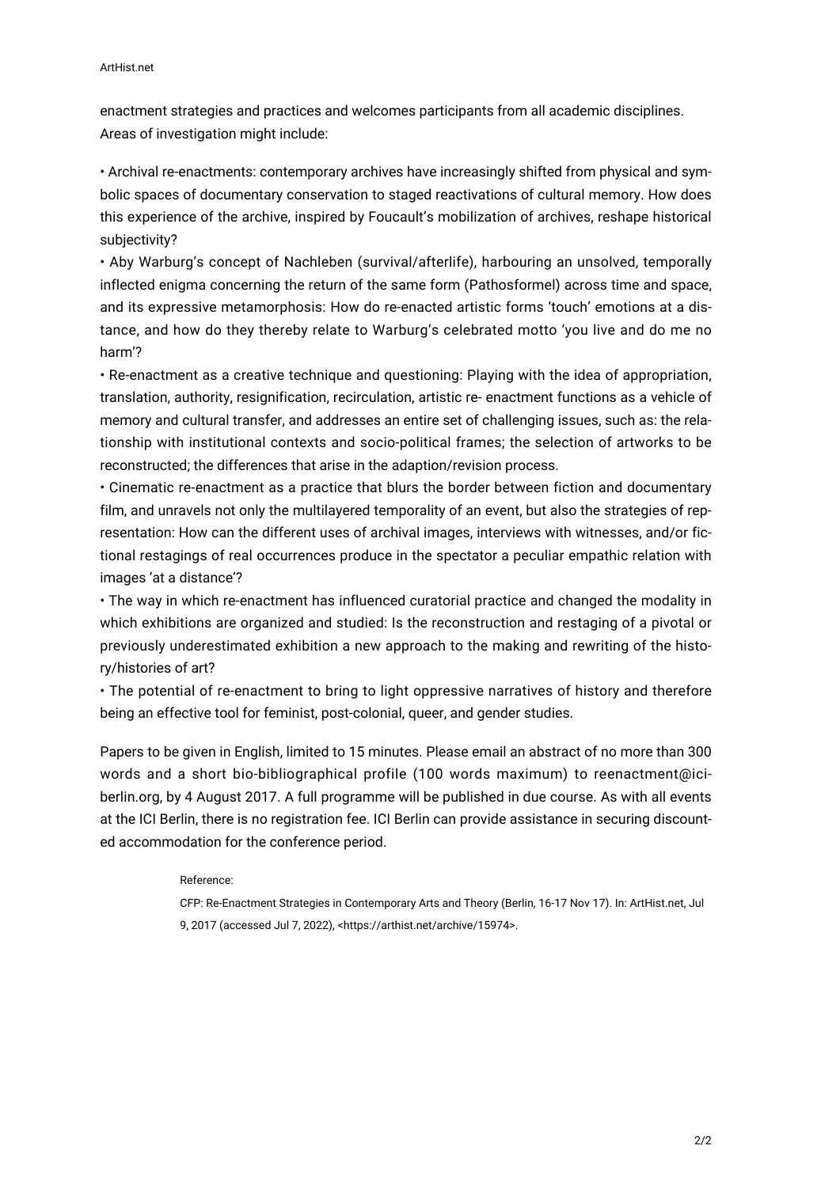enactment strategies and practices and welcomes participants from all academic disciplines. Areas of investigation might include:

• Archival re-enactments: contemporary archives have increasingly shifted from physical and symbolic spaces of documentary conservation to staged reactivations of cultural memory. How does this experience of the archive, inspired by Foucault's mobilization of archives, reshape historical subjectivity?

• Aby Warburg's concept of Nachleben (survival/afterlife), harbouring an unsolved, temporally inflected enigma concerning the return of the same form (Pathosformel) across time and space, and its expressive metamorphosis: How do re-enacted artistic forms 'touch' emotions at a distance, and how do they thereby relate to Warburg's celebrated motto 'you live and do me no harm'?

• Re-enactment as a creative technique and questioning: Playing with the idea of appropriation, translation, authority, resignification, recirculation, artistic re- enactment functions as a vehicle of memory and cultural transfer, and addresses an entire set of challenging issues, such as: the relationship with institutional contexts and socio-political frames; the selection of artworks to be reconstructed; the differences that arise in the adaption/revision process.

• Cinematic re-enactment as a practice that blurs the border between fiction and documentary film, and unravels not only the multilayered temporality of an event, but also the strategies of representation: How can the different uses of archival images, interviews with witnesses, and/or fictional restagings of real occurrences produce in the spectator a peculiar empathic relation with images 'at a distance'?

• The way in which re-enactment has influenced curatorial practice and changed the modality in which exhibitions are organized and studied: Is the reconstruction and restaging of a pivotal or previously underestimated exhibition a new approach to the making and rewriting of the history/histories of art?

• The potential of re-enactment to bring to light oppressive narratives of history and therefore being an effective tool for feminist, post-colonial, queer, and gender studies.

Papers to be given in English, limited to 15 minutes. Please email an abstract of no more than 300 words and a short bio-bibliographical profile (100 words maximum) to reenactment@ici-berlin.org, by 4 August 2017. A full programme will be published in due course. As with all events at the ICI Berlin, there is no registration fee. ICI Berlin can provide assistance in securing discounted accommodation for the conference period.

Reference:

CFP: Re-Enactment Strategies in Contemporary Arts and Theory (Berlin, 16-17 Nov 17). In: ArtHist.net, Jul 9, 2017 (accessed Jul 7, 2022), <https://arthist.net/archive/15974>.